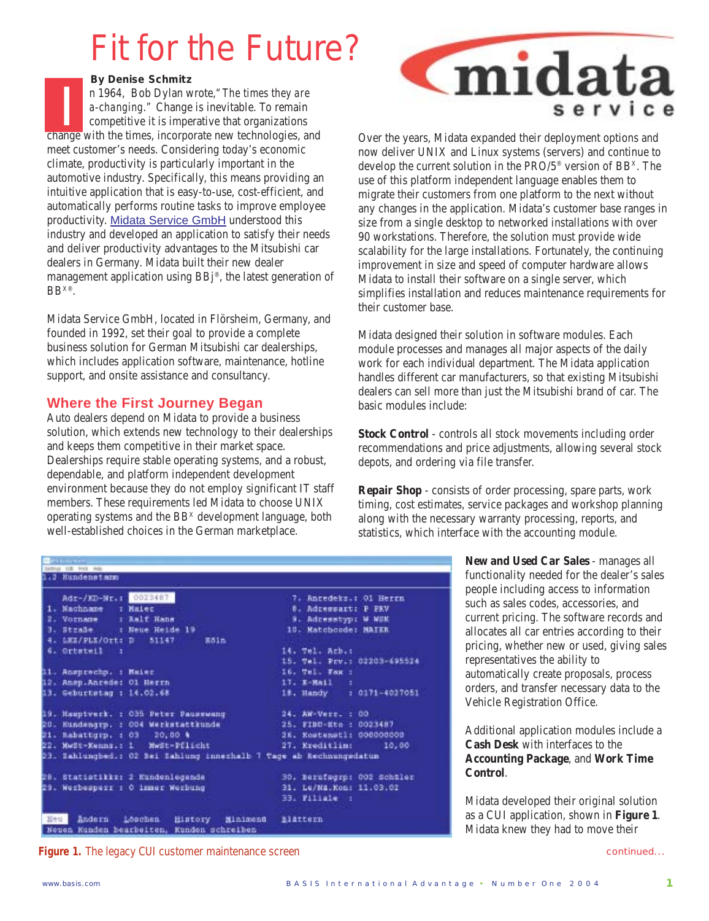# Fit for the Future?

**By Denise Schmitz**

In 1964, Bob Dylan wrote, "*The times they are a-changing.*" Change is inevitable. To remain competitive it is imperative that organizations change with the times, incorporate new technologies, and meet customer's needs. Considering today's economic climate, productivity is particularly important in the automotive industry. Specifically, this means providing an intuitive application that is easy-to-use, cost-efficient, and automatically performs routine tasks to improve employee productivity. Midata Service GmbH understood this industry and developed an application to satisfy their needs and deliver productivity advantages to the Mitsubishi car dealers in Germany. Midata built their new dealer management application using BBj®, the latest generation of BB^X®.

Midata Service GmbH, located in Flörsheim, Germany, and founded in 1992, set their goal to provide a complete business solution for German Mitsubishi car dealerships, which includes application software, maintenance, hotline support, and onsite assistance and consultancy.

## Where the First Journey Began

Auto dealers depend on Midata to provide a business solution, which extends new technology to their dealerships and keeps them competitive in their market space. Dealerships require stable operating systems, and a robust, dependable, and platform independent development environment because they do not employ significant IT staff members. These requirements led Midata to choose UNIX operating systems and the BB^X development language, both well-established choices in the German marketplace.

Over the years, Midata expanded their deployment options and now deliver UNIX and Linux systems (servers) and continue to develop the current solution in the PRO/5® version of BB^X. The use of this platform independent language enables them to migrate their customers from one platform to the next without any changes in the application. Midata's customer base ranges in size from a single desktop to networked installations with over 90 workstations. Therefore, the solution must provide wide scalability for the large installations. Fortunately, the continuing improvement in size and speed of computer hardware allows Midata to install their software on a single server, which simplifies installation and reduces maintenance requirements for their customer base.

Midata designed their solution in software modules. Each module processes and manages all major aspects of the daily work for each individual department. The Midata application handles different car manufacturers, so that existing Mitsubishi dealers can sell more than just the Mitsubishi brand of car. The basic modules include:

**Stock Control** - controls all stock movements including order recommendations and price adjustments, allowing several stock depots, and ordering via file transfer.

**Repair Shop** - consists of order processing, spare parts, work timing, cost estimates, service packages and workshop planning along with the necessary warranty processing, reports, and statistics, which interface with the accounting module.

**New and Used Car Sales** - manages all functionality needed for the dealer's sales people including access to information such as sales codes, accessories, and current pricing. The software records and allocates all car entries according to their pricing, whether new or used, giving sales representatives the ability to automatically create proposals, process orders, and transfer necessary data to the Vehicle Registration Office.

Additional application modules include a **Cash Desk** with interfaces to the **Accounting Package**, and **Work Time Control**.

Midata developed their original solution as a CUI application, shown in **Figure 1**. Midata knew they had to move their

**Figure 1.** The legacy CUI customer maintenance screen

continued...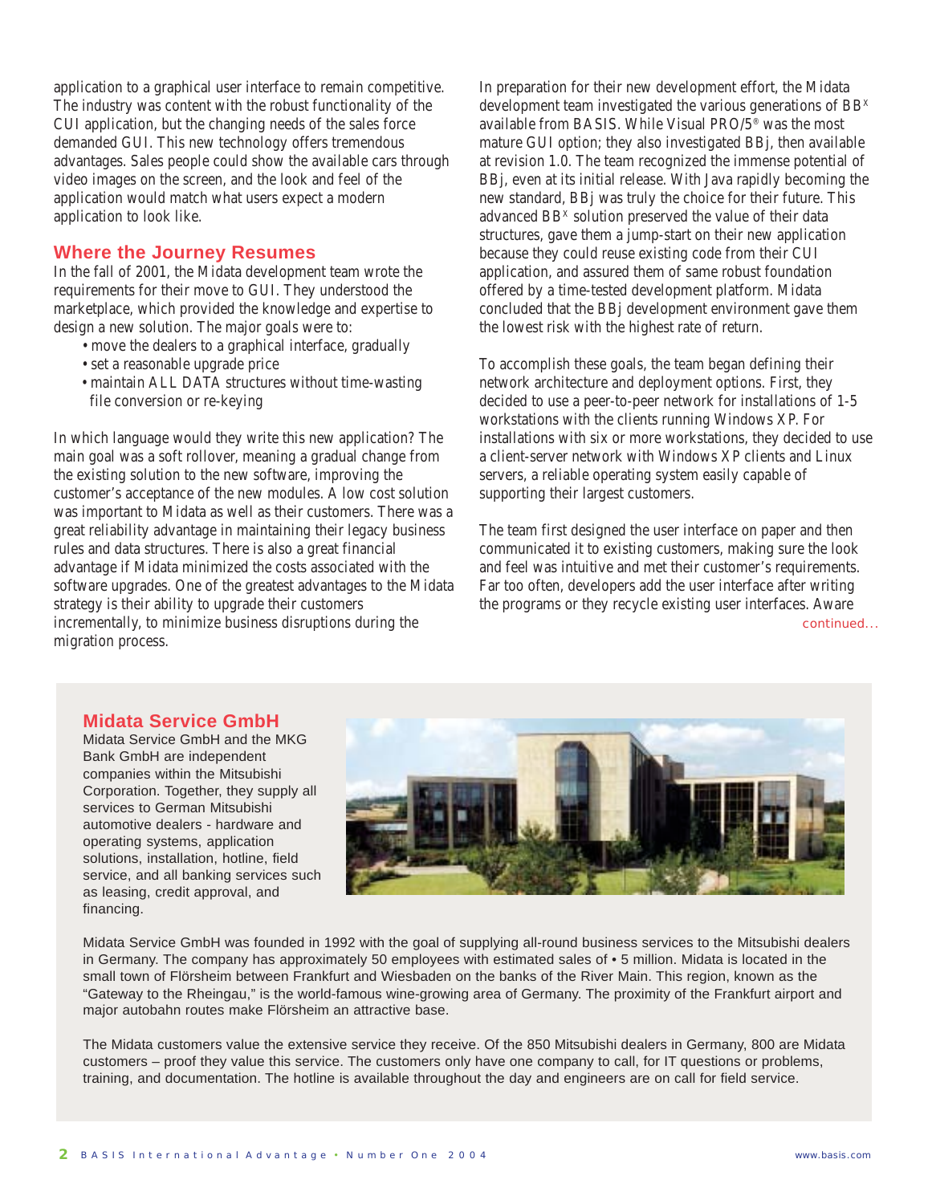application to a graphical user interface to remain competitive. The industry was content with the robust functionality of the CUI application, but the changing needs of the sales force demanded GUI. This new technology offers tremendous advantages. Sales people could show the available cars through video images on the screen, and the look and feel of the application would match what users expect a modern application to look like.

## Where the Journey Resumes

In the fall of 2001, the Midata development team wrote the requirements for their move to GUI. They understood the marketplace, which provided the knowledge and expertise to design a new solution. The major goals were to:

- move the dealers to a graphical interface, gradually
- set a reasonable upgrade price
- maintain ALL DATA structures without time-wasting file conversion or re-keying

In which language would they write this new application? The main goal was a soft rollover, meaning a gradual change from the existing solution to the new software, improving the customer's acceptance of the new modules. A low cost solution was important to Midata as well as their customers. There was a great reliability advantage in maintaining their legacy business rules and data structures. There is also a great financial advantage if Midata minimized the costs associated with the software upgrades. One of the greatest advantages to the Midata strategy is their ability to upgrade their customers incrementally, to minimize business disruptions during the migration process.

In preparation for their new development effort, the Midata development team investigated the various generations of BB$^{X}$ available from BASIS. While Visual PRO/5® was the most mature GUI option; they also investigated BBj, then available at revision 1.0. The team recognized the immense potential of BBj, even at its initial release. With Java rapidly becoming the new standard, BBj was truly the choice for their future. This advanced BB$^{X}$ solution preserved the value of their data structures, gave them a jump-start on their new application because they could reuse existing code from their CUI application, and assured them of same robust foundation offered by a time-tested development platform. Midata concluded that the BBj development environment gave them the lowest risk with the highest rate of return.

To accomplish these goals, the team began defining their network architecture and deployment options. First, they decided to use a peer-to-peer network for installations of 1-5 workstations with the clients running Windows XP. For installations with six or more workstations, they decided to use a client-server network with Windows XP clients and Linux servers, a reliable operating system easily capable of supporting their largest customers.

The team first designed the user interface on paper and then communicated it to existing customers, making sure the look and feel was intuitive and met their customer's requirements. Far too often, developers add the user interface after writing the programs or they recycle existing user interfaces. Aware

continued...

## Midata Service GmbH

Midata Service GmbH and the MKG Bank GmbH are independent companies within the Mitsubishi Corporation. Together, they supply all services to German Mitsubishi automotive dealers - hardware and operating systems, application solutions, installation, hotline, field service, and all banking services such as leasing, credit approval, and financing.

Midata Service GmbH was founded in 1992 with the goal of supplying all-round business services to the Mitsubishi dealers in Germany. The company has approximately 50 employees with estimated sales of • 5 million. Midata is located in the small town of Flörsheim between Frankfurt and Wiesbaden on the banks of the River Main. This region, known as the "Gateway to the Rheingau," is the world-famous wine-growing area of Germany. The proximity of the Frankfurt airport and major autobahn routes make Flörsheim an attractive base.

The Midata customers value the extensive service they receive. Of the 850 Mitsubishi dealers in Germany, 800 are Midata customers – proof they value this service. The customers only have one company to call, for IT questions or problems, training, and documentation. The hotline is available throughout the day and engineers are on call for field service.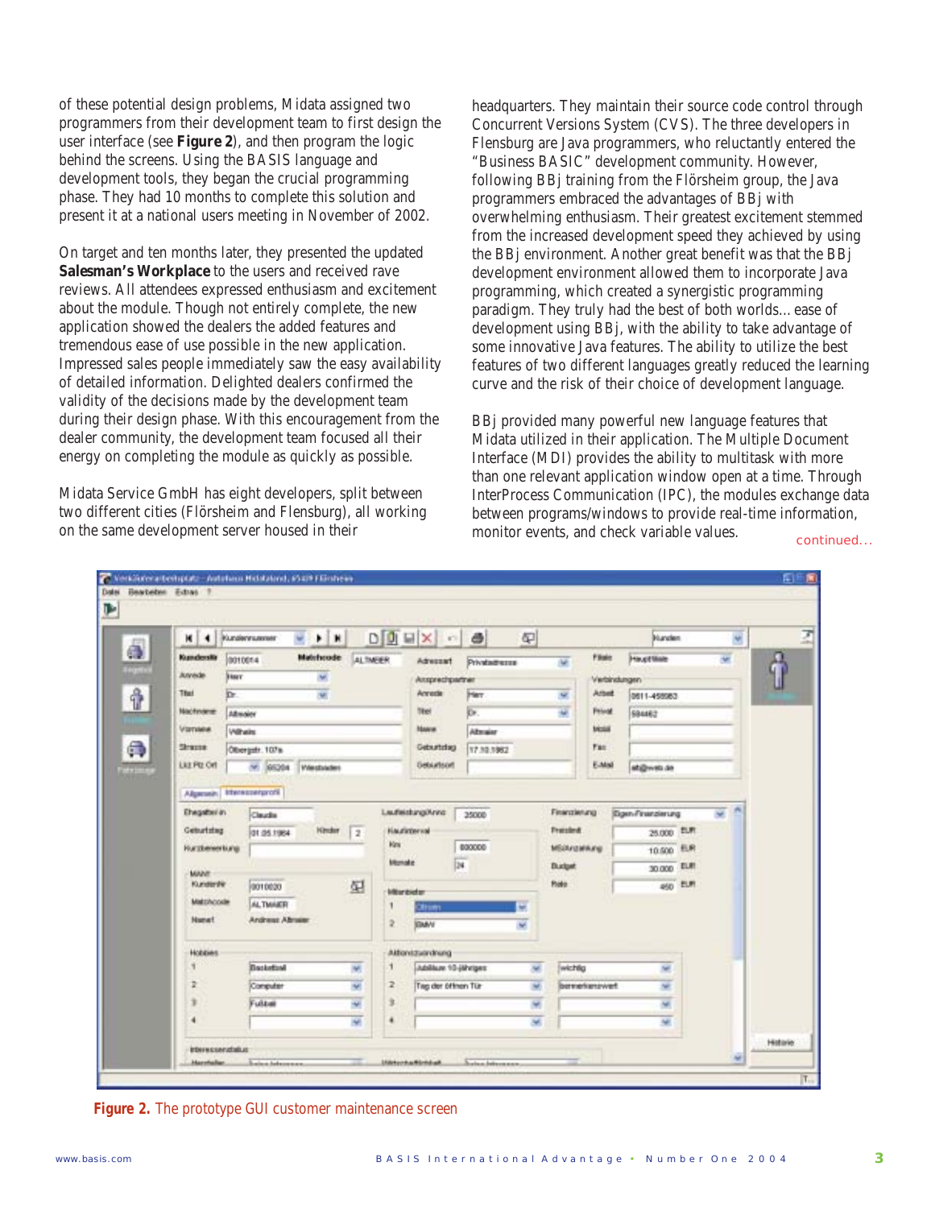of these potential design problems, Midata assigned two programmers from their development team to first design the user interface (see **Figure 2**), and then program the logic behind the screens. Using the BASIS language and development tools, they began the crucial programming phase. They had 10 months to complete this solution and present it at a national users meeting in November of 2002.

On target and ten months later, they presented the updated **Salesman's Workplace** to the users and received rave reviews. All attendees expressed enthusiasm and excitement about the module. Though not entirely complete, the new application showed the dealers the added features and tremendous ease of use possible in the new application. Impressed sales people immediately saw the easy availability of detailed information. Delighted dealers confirmed the validity of the decisions made by the development team during their design phase. With this encouragement from the dealer community, the development team focused all their energy on completing the module as quickly as possible.

Midata Service GmbH has eight developers, split between two different cities (Flörsheim and Flensburg), all working on the same development server housed in their headquarters. They maintain their source code control through Concurrent Versions System (CVS). The three developers in Flensburg are Java programmers, who reluctantly entered the "Business BASIC" development community. However, following BBj training from the Flörsheim group, the Java programmers embraced the advantages of BBj with overwhelming enthusiasm. Their greatest excitement stemmed from the increased development speed they achieved by using the BBj environment. Another great benefit was that the BBj development environment allowed them to incorporate Java programming, which created a synergistic programming paradigm. They truly had the best of both worlds... ease of development using BBj, with the ability to take advantage of some innovative Java features. The ability to utilize the best features of two different languages greatly reduced the learning curve and the risk of their choice of development language.

BBj provided many powerful new language features that Midata utilized in their application. The Multiple Document Interface (MDI) provides the ability to multitask with more than one relevant application window open at a time. Through InterProcess Communication (IPC), the modules exchange data between programs/windows to provide real-time information, monitor events, and check variable values.

continued...

**Figure 2.** The prototype GUI customer maintenance screen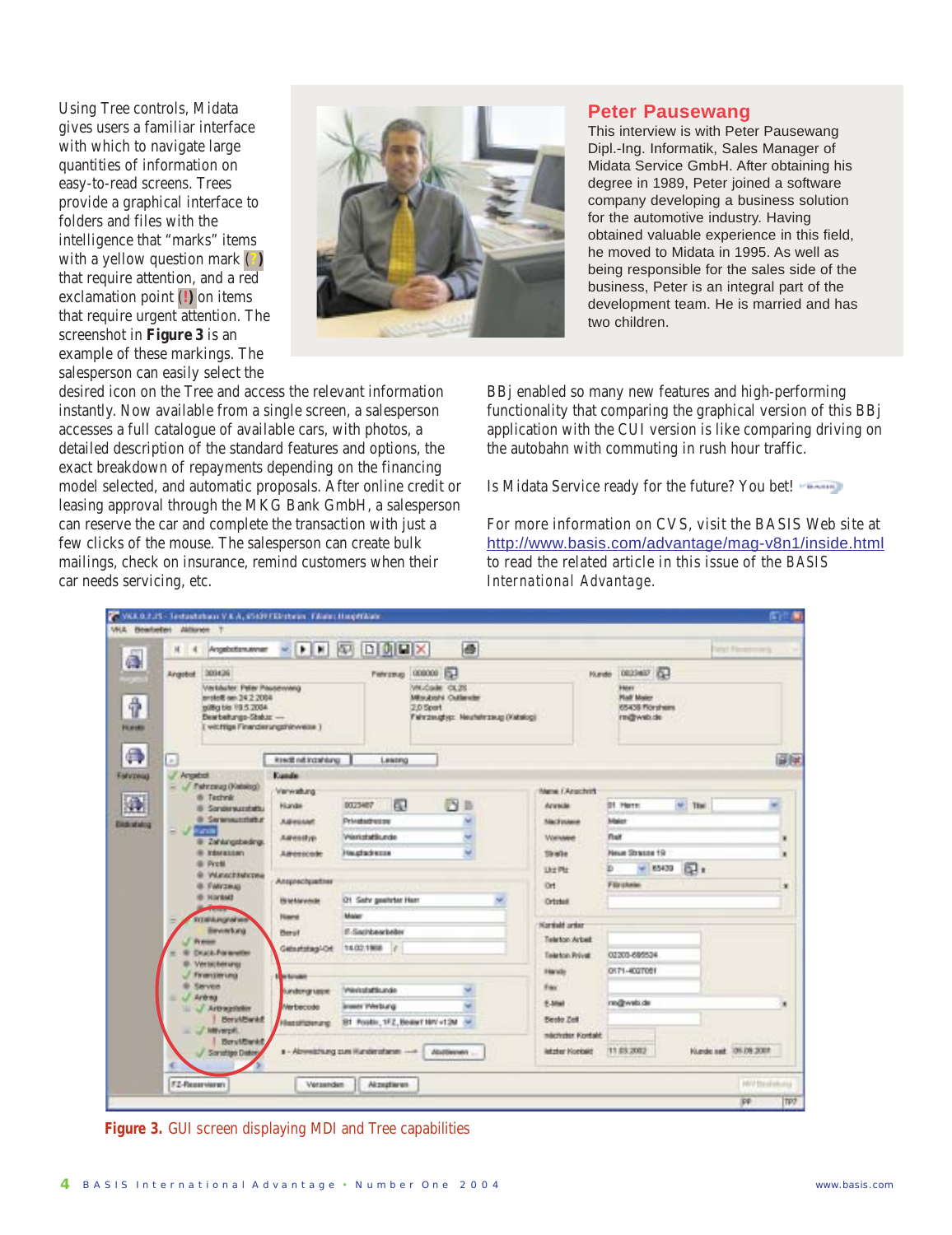Using Tree controls, Midata gives users a familiar interface with which to navigate large quantities of information on easy-to-read screens. Trees provide a graphical interface to folders and files with the intelligence that "marks" items with a yellow question mark (?) that require attention, and a red exclamation point (!) on items that require urgent attention. The screenshot in **Figure 3** is an example of these markings. The salesperson can easily select the desired icon on the Tree and access the relevant information instantly. Now available from a single screen, a salesperson accesses a full catalogue of available cars, with photos, a detailed description of the standard features and options, the exact breakdown of repayments depending on the financing model selected, and automatic proposals. After online credit or leasing approval through the MKG Bank GmbH, a salesperson can reserve the car and complete the transaction with just a few clicks of the mouse. The salesperson can create bulk mailings, check on insurance, remind customers when their car needs servicing, etc.

## Peter Pausewang

This interview is with Peter Pausewang Dipl.-Ing. Informatik, Sales Manager of Midata Service GmbH. After obtaining his degree in 1989, Peter joined a software company developing a business solution for the automotive industry. Having obtained valuable experience in this field, he moved to Midata in 1995. As well as being responsible for the sales side of the business, Peter is an integral part of the development team. He is married and has two children.

BBj enabled so many new features and high-performing functionality that comparing the graphical version of this BBj application with the CUI version is like comparing driving on the autobahn with commuting in rush hour traffic.

Is Midata Service ready for the future? You bet!

For more information on CVS, visit the BASIS Web site at http://www.basis.com/advantage/mag-v8n1/inside.html to read the related article in this issue of the BASIS *International Advantage*.

**Figure 3.** GUI screen displaying MDI and Tree capabilities